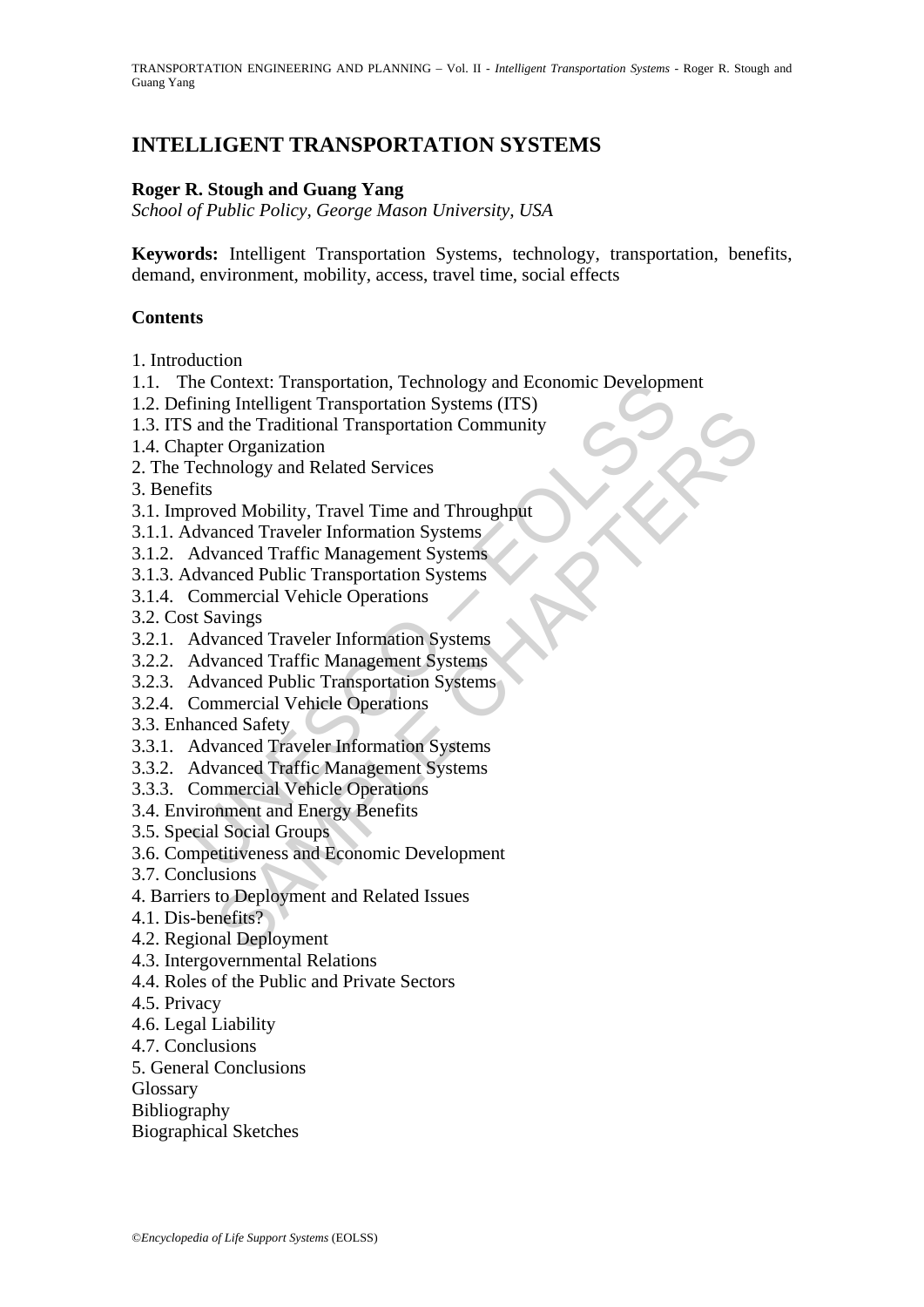# INTELLIGENT TRANSPORTATION SYSTEMS

**Roger R. Stough and Guang Yang**

*School of Public Policy, George Mason University, USA*

**Keywords:** Intelligent Transportation Systems, technology, transportation, benefits, demand, environment, mobility, access, travel time, social effects

## Contents

1. Introduction
1.1. The Context: Transportation, Technology and Economic Development
1.2. Defining Intelligent Transportation Systems (ITS)
1.3. ITS and the Traditional Transportation Community
1.4. Chapter Organization
2. The Technology and Related Services
3. Benefits
3.1. Improved Mobility, Travel Time and Throughput
3.1.1. Advanced Traveler Information Systems
3.1.2. Advanced Traffic Management Systems
3.1.3. Advanced Public Transportation Systems
3.1.4. Commercial Vehicle Operations
3.2. Cost Savings
3.2.1. Advanced Traveler Information Systems
3.2.2. Advanced Traffic Management Systems
3.2.3. Advanced Public Transportation Systems
3.2.4. Commercial Vehicle Operations
3.3. Enhanced Safety
3.3.1. Advanced Traveler Information Systems
3.3.2. Advanced Traffic Management Systems
3.3.3. Commercial Vehicle Operations
3.4. Environment and Energy Benefits
3.5. Special Social Groups
3.6. Competitiveness and Economic Development
3.7. Conclusions
4. Barriers to Deployment and Related Issues
4.1. Dis-benefits?
4.2. Regional Deployment
4.3. Intergovernmental Relations
4.4. Roles of the Public and Private Sectors
4.5. Privacy
4.6. Legal Liability
4.7. Conclusions
5. General Conclusions
Glossary
Bibliography
Biographical Sketches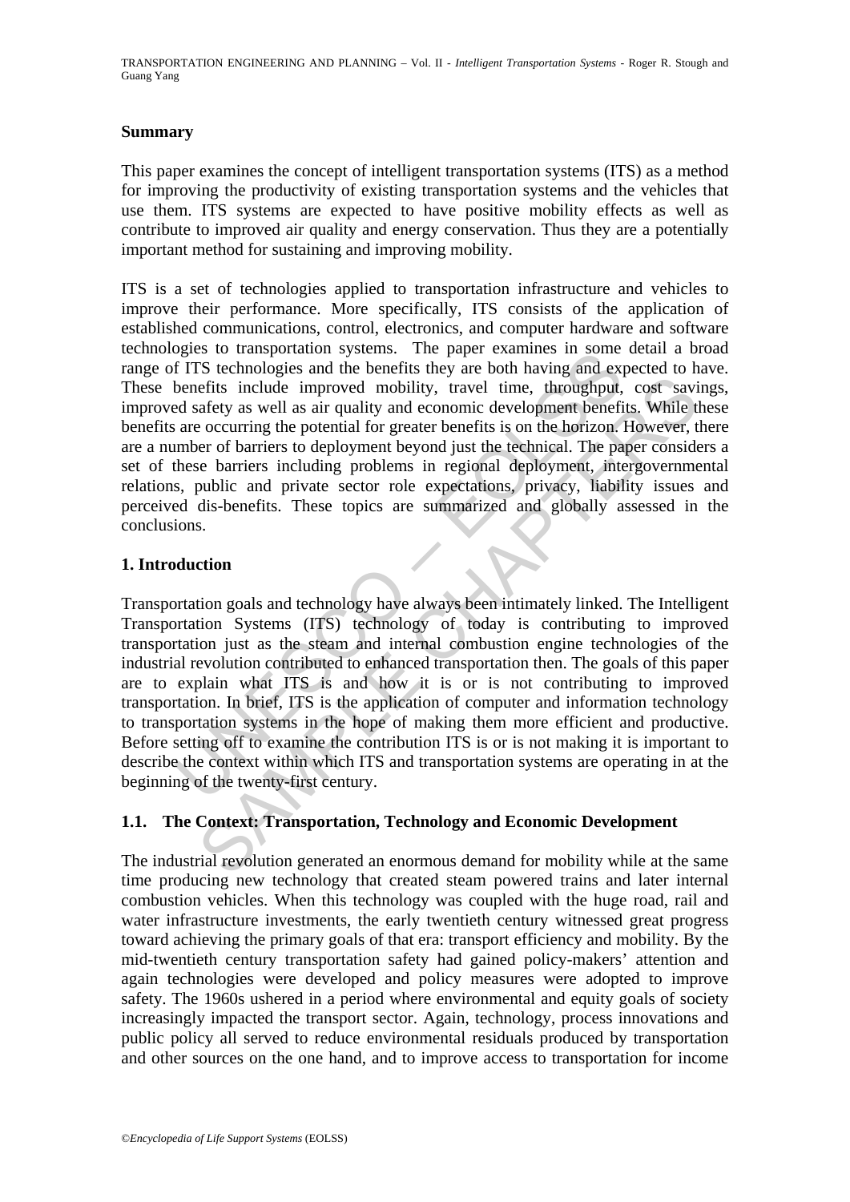## Summary

This paper examines the concept of intelligent transportation systems (ITS) as a method for improving the productivity of existing transportation systems and the vehicles that use them. ITS systems are expected to have positive mobility effects as well as contribute to improved air quality and energy conservation. Thus they are a potentially important method for sustaining and improving mobility.

ITS is a set of technologies applied to transportation infrastructure and vehicles to improve their performance. More specifically, ITS consists of the application of established communications, control, electronics, and computer hardware and software technologies to transportation systems. The paper examines in some detail a broad range of ITS technologies and the benefits they are both having and expected to have. These benefits include improved mobility, travel time, throughput, cost savings, improved safety as well as air quality and economic development benefits. While these benefits are occurring the potential for greater benefits is on the horizon. However, there are a number of barriers to deployment beyond just the technical. The paper considers a set of these barriers including problems in regional deployment, intergovernmental relations, public and private sector role expectations, privacy, liability issues and perceived dis-benefits. These topics are summarized and globally assessed in the conclusions.

## 1. Introduction

Transportation goals and technology have always been intimately linked. The Intelligent Transportation Systems (ITS) technology of today is contributing to improved transportation just as the steam and internal combustion engine technologies of the industrial revolution contributed to enhanced transportation then. The goals of this paper are to explain what ITS is and how it is or is not contributing to improved transportation. In brief, ITS is the application of computer and information technology to transportation systems in the hope of making them more efficient and productive. Before setting off to examine the contribution ITS is or is not making it is important to describe the context within which ITS and transportation systems are operating in at the beginning of the twenty-first century.

### 1.1. The Context: Transportation, Technology and Economic Development

The industrial revolution generated an enormous demand for mobility while at the same time producing new technology that created steam powered trains and later internal combustion vehicles. When this technology was coupled with the huge road, rail and water infrastructure investments, the early twentieth century witnessed great progress toward achieving the primary goals of that era: transport efficiency and mobility. By the mid-twentieth century transportation safety had gained policy-makers' attention and again technologies were developed and policy measures were adopted to improve safety. The 1960s ushered in a period where environmental and equity goals of society increasingly impacted the transport sector. Again, technology, process innovations and public policy all served to reduce environmental residuals produced by transportation and other sources on the one hand, and to improve access to transportation for income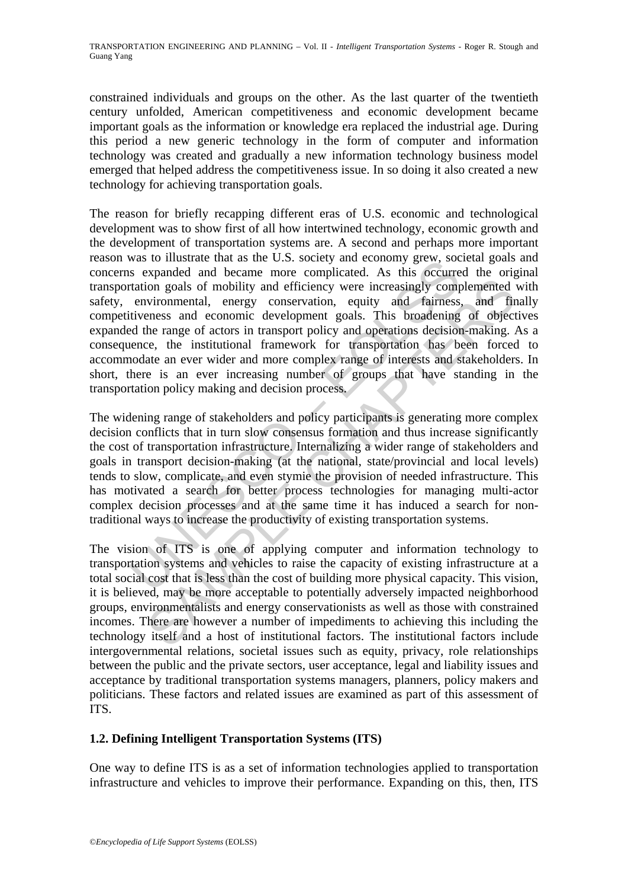constrained individuals and groups on the other. As the last quarter of the twentieth century unfolded, American competitiveness and economic development became important goals as the information or knowledge era replaced the industrial age. During this period a new generic technology in the form of computer and information technology was created and gradually a new information technology business model emerged that helped address the competitiveness issue. In so doing it also created a new technology for achieving transportation goals.

The reason for briefly recapping different eras of U.S. economic and technological development was to show first of all how intertwined technology, economic growth and the development of transportation systems are. A second and perhaps more important reason was to illustrate that as the U.S. society and economy grew, societal goals and concerns expanded and became more complicated. As this occurred the original transportation goals of mobility and efficiency were increasingly complemented with safety, environmental, energy conservation, equity and fairness, and finally competitiveness and economic development goals. This broadening of objectives expanded the range of actors in transport policy and operations decision-making. As a consequence, the institutional framework for transportation has been forced to accommodate an ever wider and more complex range of interests and stakeholders. In short, there is an ever increasing number of groups that have standing in the transportation policy making and decision process.

The widening range of stakeholders and policy participants is generating more complex decision conflicts that in turn slow consensus formation and thus increase significantly the cost of transportation infrastructure. Internalizing a wider range of stakeholders and goals in transport decision-making (at the national, state/provincial and local levels) tends to slow, complicate, and even stymie the provision of needed infrastructure. This has motivated a search for better process technologies for managing multi-actor complex decision processes and at the same time it has induced a search for non-traditional ways to increase the productivity of existing transportation systems.

The vision of ITS is one of applying computer and information technology to transportation systems and vehicles to raise the capacity of existing infrastructure at a total social cost that is less than the cost of building more physical capacity. This vision, it is believed, may be more acceptable to potentially adversely impacted neighborhood groups, environmentalists and energy conservationists as well as those with constrained incomes. There are however a number of impediments to achieving this including the technology itself and a host of institutional factors. The institutional factors include intergovernmental relations, societal issues such as equity, privacy, role relationships between the public and the private sectors, user acceptance, legal and liability issues and acceptance by traditional transportation systems managers, planners, policy makers and politicians. These factors and related issues are examined as part of this assessment of ITS.

### 1.2. Defining Intelligent Transportation Systems (ITS)

One way to define ITS is as a set of information technologies applied to transportation infrastructure and vehicles to improve their performance. Expanding on this, then, ITS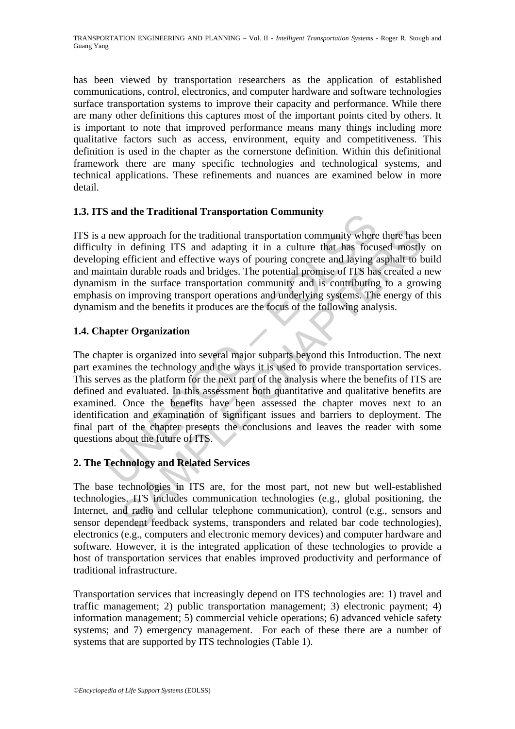has been viewed by transportation researchers as the application of established communications, control, electronics, and computer hardware and software technologies surface transportation systems to improve their capacity and performance. While there are many other definitions this captures most of the important points cited by others. It is important to note that improved performance means many things including more qualitative factors such as access, environment, equity and competitiveness. This definition is used in the chapter as the cornerstone definition. Within this definitional framework there are many specific technologies and technological systems, and technical applications. These refinements and nuances are examined below in more detail.

### 1.3. ITS and the Traditional Transportation Community

ITS is a new approach for the traditional transportation community where there has been difficulty in defining ITS and adapting it in a culture that has focused mostly on developing efficient and effective ways of pouring concrete and laying asphalt to build and maintain durable roads and bridges. The potential promise of ITS has created a new dynamism in the surface transportation community and is contributing to a growing emphasis on improving transport operations and underlying systems. The energy of this dynamism and the benefits it produces are the focus of the following analysis.

### 1.4. Chapter Organization

The chapter is organized into several major subparts beyond this Introduction. The next part examines the technology and the ways it is used to provide transportation services. This serves as the platform for the next part of the analysis where the benefits of ITS are defined and evaluated. In this assessment both quantitative and qualitative benefits are examined. Once the benefits have been assessed the chapter moves next to an identification and examination of significant issues and barriers to deployment. The final part of the chapter presents the conclusions and leaves the reader with some questions about the future of ITS.

## 2. The Technology and Related Services

The base technologies in ITS are, for the most part, not new but well-established technologies. ITS includes communication technologies (e.g., global positioning, the Internet, and radio and cellular telephone communication), control (e.g., sensors and sensor dependent feedback systems, transponders and related bar code technologies), electronics (e.g., computers and electronic memory devices) and computer hardware and software. However, it is the integrated application of these technologies to provide a host of transportation services that enables improved productivity and performance of traditional infrastructure.

Transportation services that increasingly depend on ITS technologies are: 1) travel and traffic management; 2) public transportation management; 3) electronic payment; 4) information management; 5) commercial vehicle operations; 6) advanced vehicle safety systems; and 7) emergency management. For each of these there are a number of systems that are supported by ITS technologies (Table 1).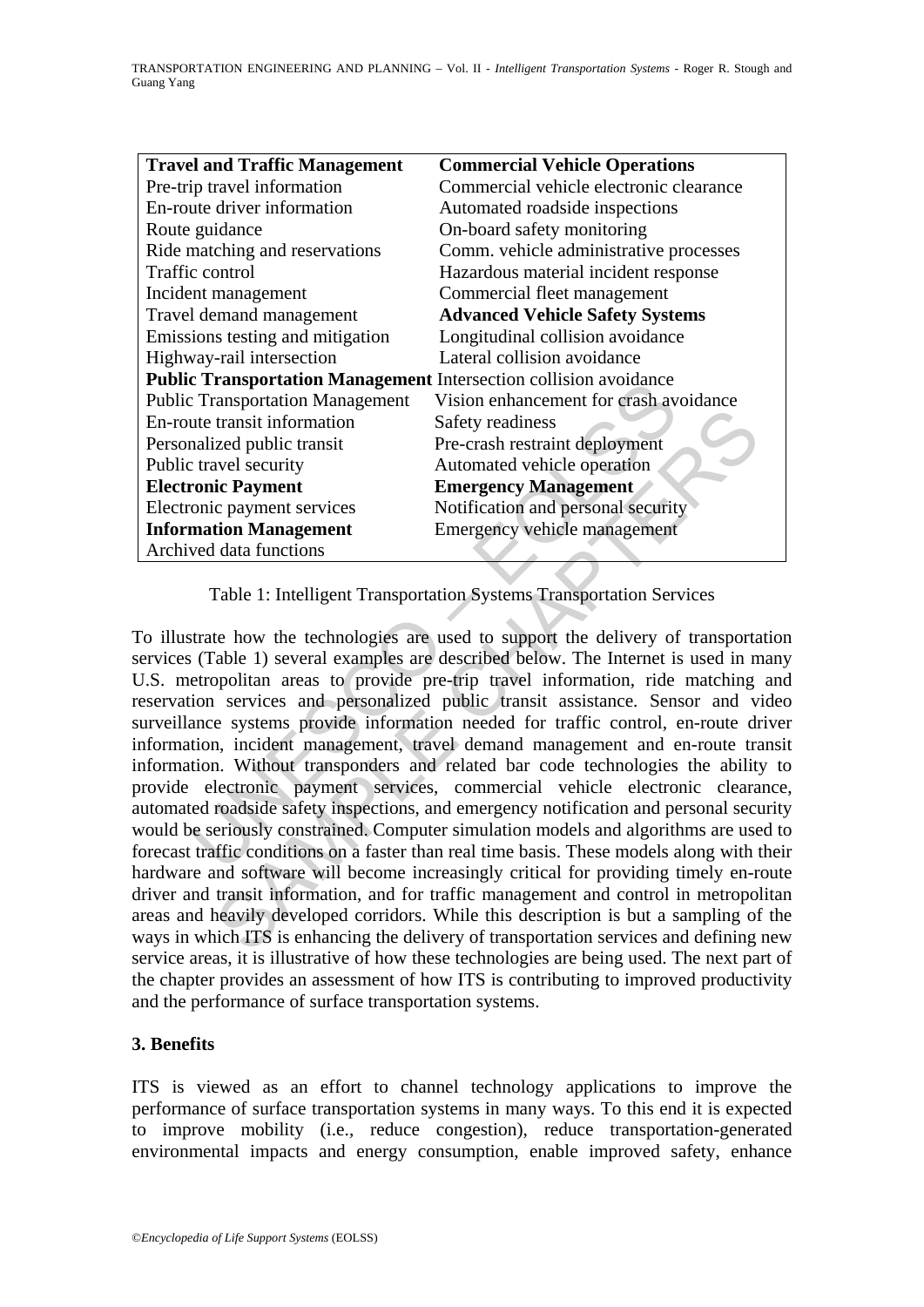| Travel and Traffic Management | Commercial Vehicle Operations |
|---|---|
| Pre-trip travel information | Commercial vehicle electronic clearance |
| En-route driver information | Automated roadside inspections |
| Route guidance | On-board safety monitoring |
| Ride matching and reservations | Comm. vehicle administrative processes |
| Traffic control | Hazardous material incident response |
| Incident management | Commercial fleet management |
| Travel demand management | **Advanced Vehicle Safety Systems** |
| Emissions testing and mitigation | Longitudinal collision avoidance |
| Highway-rail intersection | Lateral collision avoidance |
| **Public Transportation Management** | Intersection collision avoidance |
| Public Transportation Management | Vision enhancement for crash avoidance |
| En-route transit information | Safety readiness |
| Personalized public transit | Pre-crash restraint deployment |
| Public travel security | Automated vehicle operation |
| **Electronic Payment** | **Emergency Management** |
| Electronic payment services | Notification and personal security |
| **Information Management** | Emergency vehicle management |
| Archived data functions | |

Table 1: Intelligent Transportation Systems Transportation Services

To illustrate how the technologies are used to support the delivery of transportation services (Table 1) several examples are described below. The Internet is used in many U.S. metropolitan areas to provide pre-trip travel information, ride matching and reservation services and personalized public transit assistance. Sensor and video surveillance systems provide information needed for traffic control, en-route driver information, incident management, travel demand management and en-route transit information. Without transponders and related bar code technologies the ability to provide electronic payment services, commercial vehicle electronic clearance, automated roadside safety inspections, and emergency notification and personal security would be seriously constrained. Computer simulation models and algorithms are used to forecast traffic conditions on a faster than real time basis. These models along with their hardware and software will become increasingly critical for providing timely en-route driver and transit information, and for traffic management and control in metropolitan areas and heavily developed corridors. While this description is but a sampling of the ways in which ITS is enhancing the delivery of transportation services and defining new service areas, it is illustrative of how these technologies are being used. The next part of the chapter provides an assessment of how ITS is contributing to improved productivity and the performance of surface transportation systems.

## 3. Benefits

ITS is viewed as an effort to channel technology applications to improve the performance of surface transportation systems in many ways. To this end it is expected to improve mobility (i.e., reduce congestion), reduce transportation-generated environmental impacts and energy consumption, enable improved safety, enhance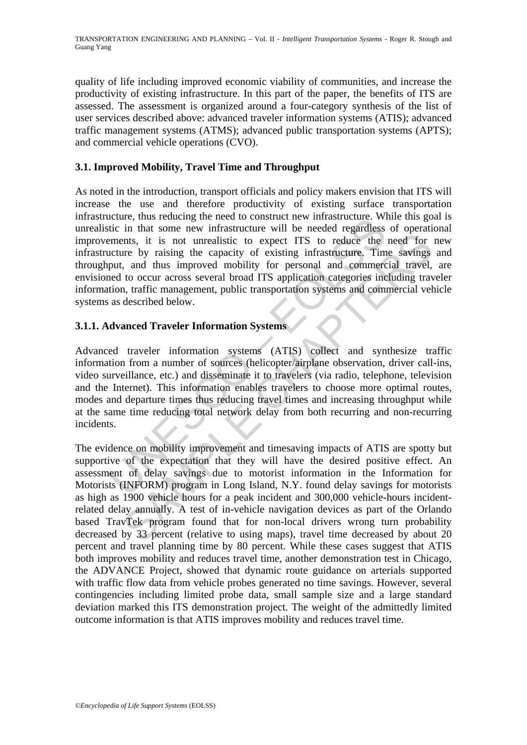quality of life including improved economic viability of communities, and increase the productivity of existing infrastructure. In this part of the paper, the benefits of ITS are assessed. The assessment is organized around a four-category synthesis of the list of user services described above: advanced traveler information systems (ATIS); advanced traffic management systems (ATMS); advanced public transportation systems (APTS); and commercial vehicle operations (CVO).

### 3.1. Improved Mobility, Travel Time and Throughput

As noted in the introduction, transport officials and policy makers envision that ITS will increase the use and therefore productivity of existing surface transportation infrastructure, thus reducing the need to construct new infrastructure. While this goal is unrealistic in that some new infrastructure will be needed regardless of operational improvements, it is not unrealistic to expect ITS to reduce the need for new infrastructure by raising the capacity of existing infrastructure. Time savings and throughput, and thus improved mobility for personal and commercial travel, are envisioned to occur across several broad ITS application categories including traveler information, traffic management, public transportation systems and commercial vehicle systems as described below.

#### 3.1.1. Advanced Traveler Information Systems

Advanced traveler information systems (ATIS) collect and synthesize traffic information from a number of sources (helicopter/airplane observation, driver call-ins, video surveillance, etc.) and disseminate it to travelers (via radio, telephone, television and the Internet). This information enables travelers to choose more optimal routes, modes and departure times thus reducing travel times and increasing throughput while at the same time reducing total network delay from both recurring and non-recurring incidents.

The evidence on mobility improvement and timesaving impacts of ATIS are spotty but supportive of the expectation that they will have the desired positive effect. An assessment of delay savings due to motorist information in the Information for Motorists (INFORM) program in Long Island, N.Y. found delay savings for motorists as high as 1900 vehicle hours for a peak incident and 300,000 vehicle-hours incident-related delay annually. A test of in-vehicle navigation devices as part of the Orlando based TravTek program found that for non-local drivers wrong turn probability decreased by 33 percent (relative to using maps), travel time decreased by about 20 percent and travel planning time by 80 percent. While these cases suggest that ATIS both improves mobility and reduces travel time, another demonstration test in Chicago, the ADVANCE Project, showed that dynamic route guidance on arterials supported with traffic flow data from vehicle probes generated no time savings. However, several contingencies including limited probe data, small sample size and a large standard deviation marked this ITS demonstration project. The weight of the admittedly limited outcome information is that ATIS improves mobility and reduces travel time.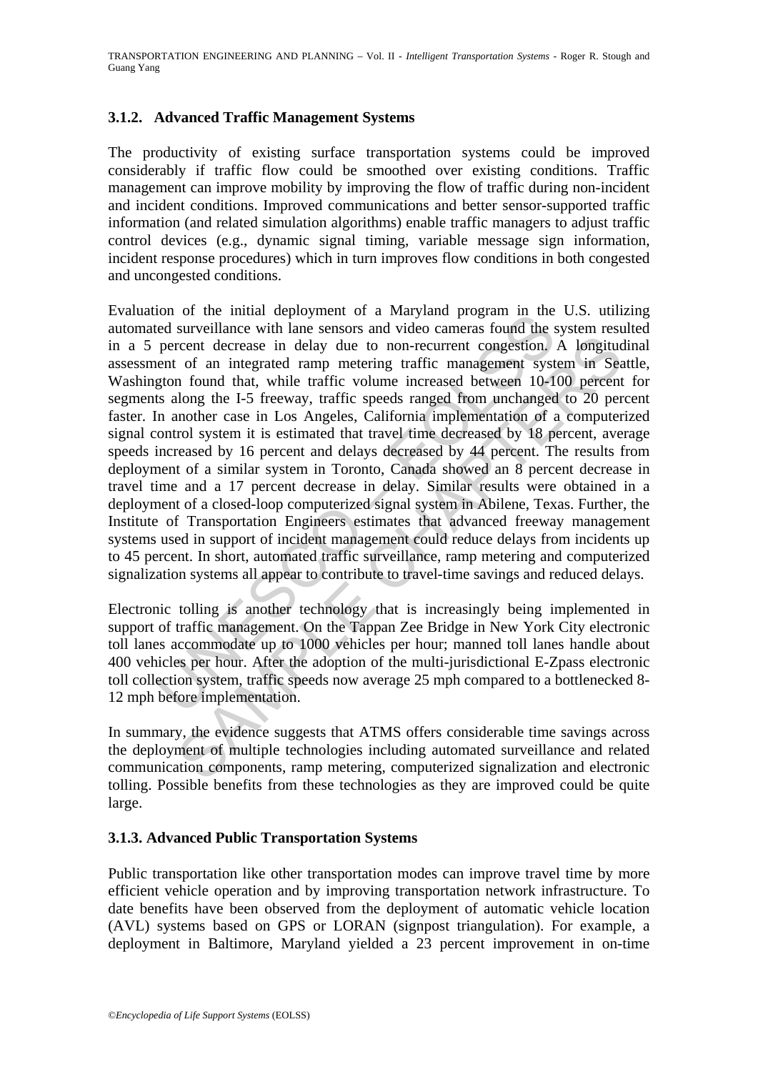### 3.1.2. Advanced Traffic Management Systems

The productivity of existing surface transportation systems could be improved considerably if traffic flow could be smoothed over existing conditions. Traffic management can improve mobility by improving the flow of traffic during non-incident and incident conditions. Improved communications and better sensor-supported traffic information (and related simulation algorithms) enable traffic managers to adjust traffic control devices (e.g., dynamic signal timing, variable message sign information, incident response procedures) which in turn improves flow conditions in both congested and uncongested conditions.

Evaluation of the initial deployment of a Maryland program in the U.S. utilizing automated surveillance with lane sensors and video cameras found the system resulted in a 5 percent decrease in delay due to non-recurrent congestion. A longitudinal assessment of an integrated ramp metering traffic management system in Seattle, Washington found that, while traffic volume increased between 10-100 percent for segments along the I-5 freeway, traffic speeds ranged from unchanged to 20 percent faster. In another case in Los Angeles, California implementation of a computerized signal control system it is estimated that travel time decreased by 18 percent, average speeds increased by 16 percent and delays decreased by 44 percent. The results from deployment of a similar system in Toronto, Canada showed an 8 percent decrease in travel time and a 17 percent decrease in delay. Similar results were obtained in a deployment of a closed-loop computerized signal system in Abilene, Texas. Further, the Institute of Transportation Engineers estimates that advanced freeway management systems used in support of incident management could reduce delays from incidents up to 45 percent. In short, automated traffic surveillance, ramp metering and computerized signalization systems all appear to contribute to travel-time savings and reduced delays.

Electronic tolling is another technology that is increasingly being implemented in support of traffic management. On the Tappan Zee Bridge in New York City electronic toll lanes accommodate up to 1000 vehicles per hour; manned toll lanes handle about 400 vehicles per hour. After the adoption of the multi-jurisdictional E-Zpass electronic toll collection system, traffic speeds now average 25 mph compared to a bottlenecked 8-12 mph before implementation.

In summary, the evidence suggests that ATMS offers considerable time savings across the deployment of multiple technologies including automated surveillance and related communication components, ramp metering, computerized signalization and electronic tolling. Possible benefits from these technologies as they are improved could be quite large.

### 3.1.3. Advanced Public Transportation Systems

Public transportation like other transportation modes can improve travel time by more efficient vehicle operation and by improving transportation network infrastructure. To date benefits have been observed from the deployment of automatic vehicle location (AVL) systems based on GPS or LORAN (signpost triangulation). For example, a deployment in Baltimore, Maryland yielded a 23 percent improvement in on-time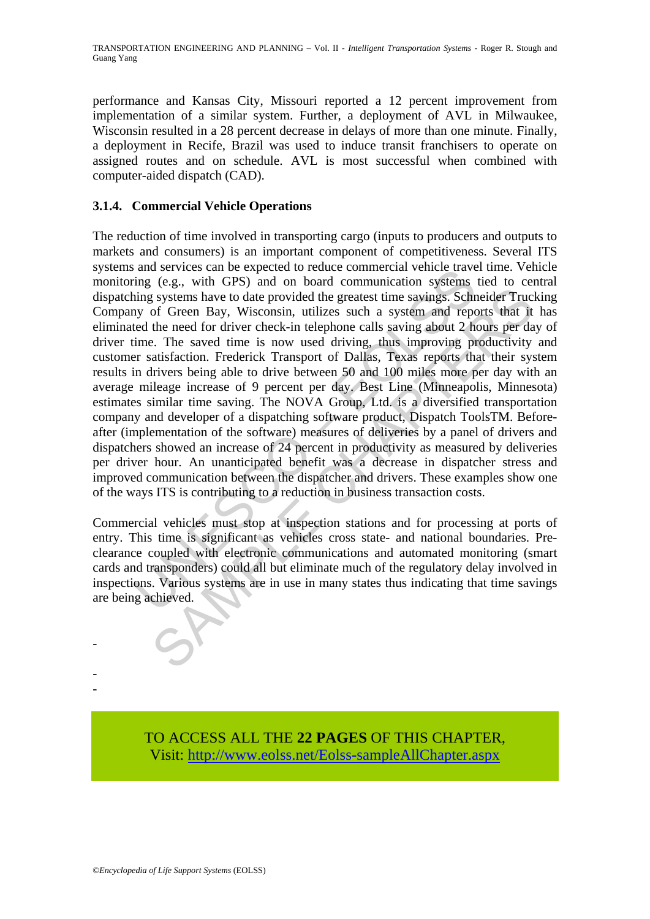performance and Kansas City, Missouri reported a 12 percent improvement from implementation of a similar system. Further, a deployment of AVL in Milwaukee, Wisconsin resulted in a 28 percent decrease in delays of more than one minute. Finally, a deployment in Recife, Brazil was used to induce transit franchisers to operate on assigned routes and on schedule. AVL is most successful when combined with computer-aided dispatch (CAD).

### 3.1.4. Commercial Vehicle Operations

The reduction of time involved in transporting cargo (inputs to producers and outputs to markets and consumers) is an important component of competitiveness. Several ITS systems and services can be expected to reduce commercial vehicle travel time. Vehicle monitoring (e.g., with GPS) and on board communication systems tied to central dispatching systems have to date provided the greatest time savings. Schneider Trucking Company of Green Bay, Wisconsin, utilizes such a system and reports that it has eliminated the need for driver check-in telephone calls saving about 2 hours per day of driver time. The saved time is now used driving, thus improving productivity and customer satisfaction. Frederick Transport of Dallas, Texas reports that their system results in drivers being able to drive between 50 and 100 miles more per day with an average mileage increase of 9 percent per day. Best Line (Minneapolis, Minnesota) estimates similar time saving. The NOVA Group, Ltd. is a diversified transportation company and developer of a dispatching software product, Dispatch ToolsTM. Before-after (implementation of the software) measures of deliveries by a panel of drivers and dispatchers showed an increase of 24 percent in productivity as measured by deliveries per driver hour. An unanticipated benefit was a decrease in dispatcher stress and improved communication between the dispatcher and drivers. These examples show one of the ways ITS is contributing to a reduction in business transaction costs.

Commercial vehicles must stop at inspection stations and for processing at ports of entry. This time is significant as vehicles cross state- and national boundaries. Pre-clearance coupled with electronic communications and automated monitoring (smart cards and transponders) could all but eliminate much of the regulatory delay involved in inspections. Various systems are in use in many states thus indicating that time savings are being achieved.

-

-
-

TO ACCESS ALL THE **22 PAGES** OF THIS CHAPTER,
Visit: http://www.eolss.net/Eolss-sampleAllChapter.aspx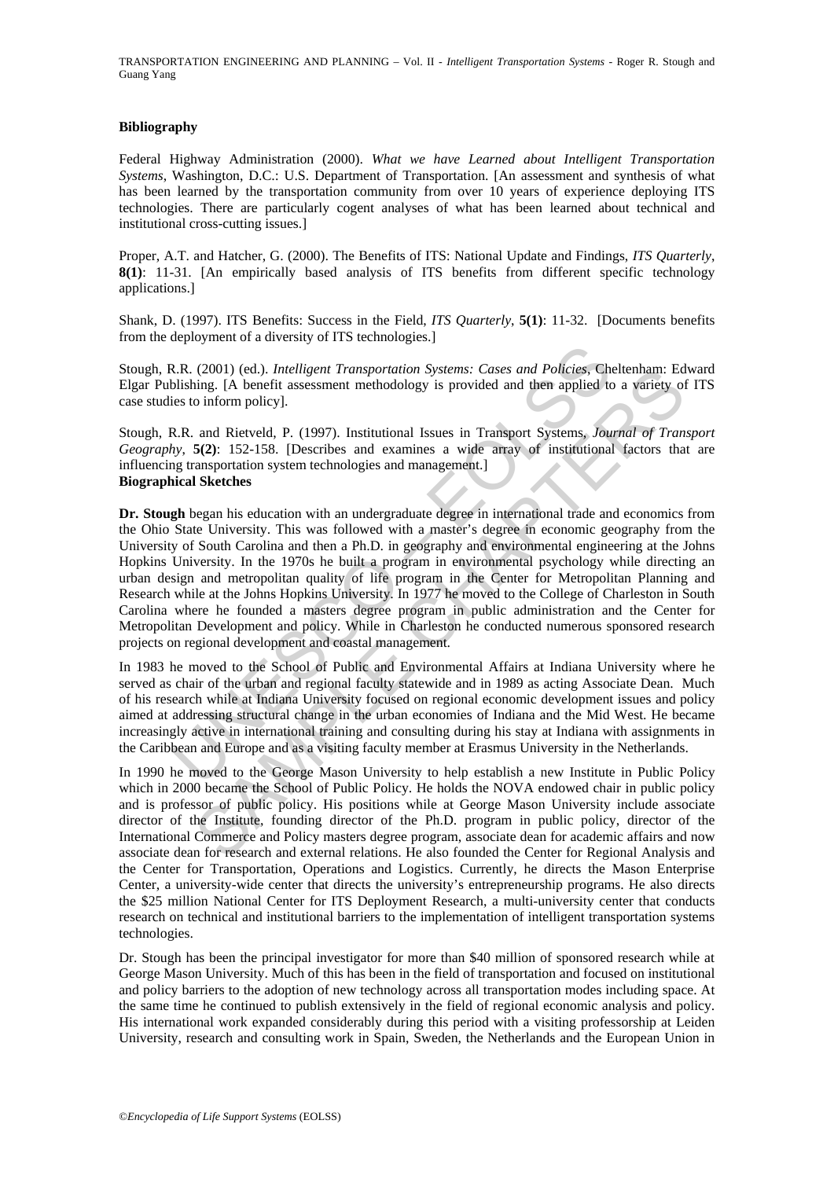### Bibliography

Federal Highway Administration (2000). *What we have Learned about Intelligent Transportation Systems*, Washington, D.C.: U.S. Department of Transportation. [An assessment and synthesis of what has been learned by the transportation community from over 10 years of experience deploying ITS technologies. There are particularly cogent analyses of what has been learned about technical and institutional cross-cutting issues.]

Proper, A.T. and Hatcher, G. (2000). The Benefits of ITS: National Update and Findings, *ITS Quarterly*, **8(1)**: 11-31. [An empirically based analysis of ITS benefits from different specific technology applications.]

Shank, D. (1997). ITS Benefits: Success in the Field, *ITS Quarterly*, **5(1)**: 11-32. [Documents benefits from the deployment of a diversity of ITS technologies.]

Stough, R.R. (2001) (ed.). *Intelligent Transportation Systems: Cases and Policies*, Cheltenham: Edward Elgar Publishing. [A benefit assessment methodology is provided and then applied to a variety of ITS case studies to inform policy].

Stough, R.R. and Rietveld, P. (1997). Institutional Issues in Transport Systems, *Journal of Transport Geography*, **5(2)**: 152-158. [Describes and examines a wide array of institutional factors that are influencing transportation system technologies and management.]

### Biographical Sketches

**Dr. Stough** began his education with an undergraduate degree in international trade and economics from the Ohio State University. This was followed with a master's degree in economic geography from the University of South Carolina and then a Ph.D. in geography and environmental engineering at the Johns Hopkins University. In the 1970s he built a program in environmental psychology while directing an urban design and metropolitan quality of life program in the Center for Metropolitan Planning and Research while at the Johns Hopkins University. In 1977 he moved to the College of Charleston in South Carolina where he founded a masters degree program in public administration and the Center for Metropolitan Development and policy. While in Charleston he conducted numerous sponsored research projects on regional development and coastal management.

In 1983 he moved to the School of Public and Environmental Affairs at Indiana University where he served as chair of the urban and regional faculty statewide and in 1989 as acting Associate Dean. Much of his research while at Indiana University focused on regional economic development issues and policy aimed at addressing structural change in the urban economies of Indiana and the Mid West. He became increasingly active in international training and consulting during his stay at Indiana with assignments in the Caribbean and Europe and as a visiting faculty member at Erasmus University in the Netherlands.

In 1990 he moved to the George Mason University to help establish a new Institute in Public Policy which in 2000 became the School of Public Policy. He holds the NOVA endowed chair in public policy and is professor of public policy. His positions while at George Mason University include associate director of the Institute, founding director of the Ph.D. program in public policy, director of the International Commerce and Policy masters degree program, associate dean for academic affairs and now associate dean for research and external relations. He also founded the Center for Regional Analysis and the Center for Transportation, Operations and Logistics. Currently, he directs the Mason Enterprise Center, a university-wide center that directs the university's entrepreneurship programs. He also directs the $25 million National Center for ITS Deployment Research, a multi-university center that conducts research on technical and institutional barriers to the implementation of intelligent transportation systems technologies.

Dr. Stough has been the principal investigator for more than $40 million of sponsored research while at George Mason University. Much of this has been in the field of transportation and focused on institutional and policy barriers to the adoption of new technology across all transportation modes including space. At the same time he continued to publish extensively in the field of regional economic analysis and policy. His international work expanded considerably during this period with a visiting professorship at Leiden University, research and consulting work in Spain, Sweden, the Netherlands and the European Union in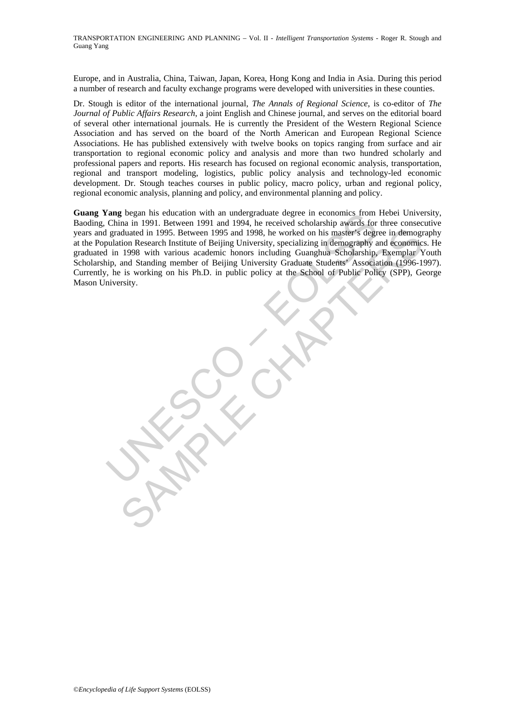Europe, and in Australia, China, Taiwan, Japan, Korea, Hong Kong and India in Asia. During this period a number of research and faculty exchange programs were developed with universities in these counties.

Dr. Stough is editor of the international journal, *The Annals of Regional Science,* is co-editor of *The Journal of Public Affairs Research*, a joint English and Chinese journal, and serves on the editorial board of several other international journals. He is currently the President of the Western Regional Science Association and has served on the board of the North American and European Regional Science Associations. He has published extensively with twelve books on topics ranging from surface and air transportation to regional economic policy and analysis and more than two hundred scholarly and professional papers and reports. His research has focused on regional economic analysis, transportation, regional and transport modeling, logistics, public policy analysis and technology-led economic development. Dr. Stough teaches courses in public policy, macro policy, urban and regional policy, regional economic analysis, planning and policy, and environmental planning and policy.

**Guang Yang** began his education with an undergraduate degree in economics from Hebei University, Baoding, China in 1991. Between 1991 and 1994, he received scholarship awards for three consecutive years and graduated in 1995. Between 1995 and 1998, he worked on his master's degree in demography at the Population Research Institute of Beijing University, specializing in demography and economics. He graduated in 1998 with various academic honors including Guanghua Scholarship, Exemplar Youth Scholarship, and Standing member of Beijing University Graduate Students' Association (1996-1997). Currently, he is working on his Ph.D. in public policy at the School of Public Policy (SPP), George Mason University.